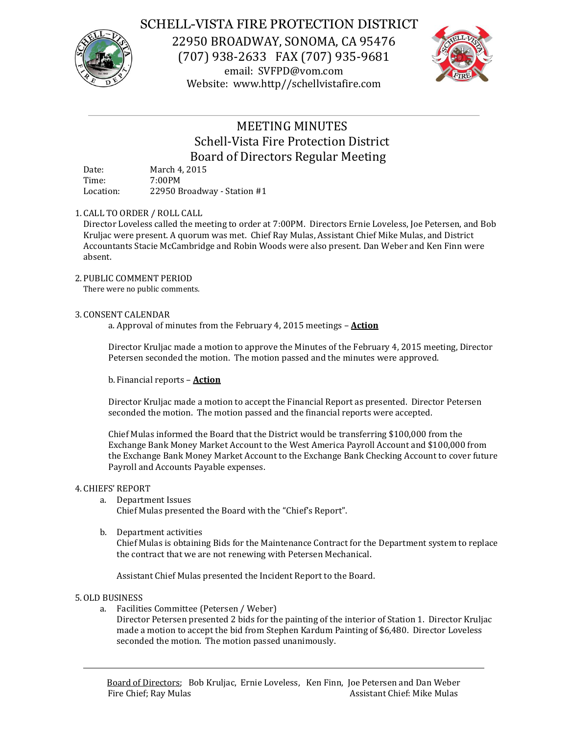# SCHELL-VISTA FIRE PROTECTION DISTRICT

22950 BROADWAY, SONOMA, CA 95476
(707) 938-2633 FAX (707) 935-9681
email: SVFPD@vom.com
Website: www.http//schellvistafire.com

---

## MEETING MINUTES
## Schell-Vista Fire Protection District
## Board of Directors Regular Meeting

Date: March 4, 2015
Time: 7:00PM
Location: 22950 Broadway - Station #1

1. CALL TO ORDER / ROLL CALL
Director Loveless called the meeting to order at 7:00PM. Directors Ernie Loveless, Joe Petersen, and Bob Kruljac were present. A quorum was met. Chief Ray Mulas, Assistant Chief Mike Mulas, and District Accountants Stacie McCambridge and Robin Woods were also present. Dan Weber and Ken Finn were absent.

2. PUBLIC COMMENT PERIOD
There were no public comments.

3. CONSENT CALENDAR
   a. Approval of minutes from the February 4, 2015 meetings – **Action**

   Director Kruljac made a motion to approve the Minutes of the February 4, 2015 meeting, Director Petersen seconded the motion. The motion passed and the minutes were approved.

   b. Financial reports – **Action**

   Director Kruljac made a motion to accept the Financial Report as presented. Director Petersen seconded the motion. The motion passed and the financial reports were accepted.

   Chief Mulas informed the Board that the District would be transferring $100,000 from the Exchange Bank Money Market Account to the West America Payroll Account and $100,000 from the Exchange Bank Money Market Account to the Exchange Bank Checking Account to cover future Payroll and Accounts Payable expenses.

4. CHIEFS' REPORT
   a. Department Issues
   Chief Mulas presented the Board with the "Chief's Report".

   b. Department activities
   Chief Mulas is obtaining Bids for the Maintenance Contract for the Department system to replace the contract that we are not renewing with Petersen Mechanical.

   Assistant Chief Mulas presented the Incident Report to the Board.

5. OLD BUSINESS
   a. Facilities Committee (Petersen / Weber)
   Director Petersen presented 2 bids for the painting of the interior of Station 1. Director Kruljac made a motion to accept the bid from Stephen Kardum Painting of $6,480. Director Loveless seconded the motion. The motion passed unanimously.

---

Board of Directors; Bob Kruljac, Ernie Loveless, Ken Finn, Joe Petersen and Dan Weber
Fire Chief; Ray Mulas Assistant Chief: Mike Mulas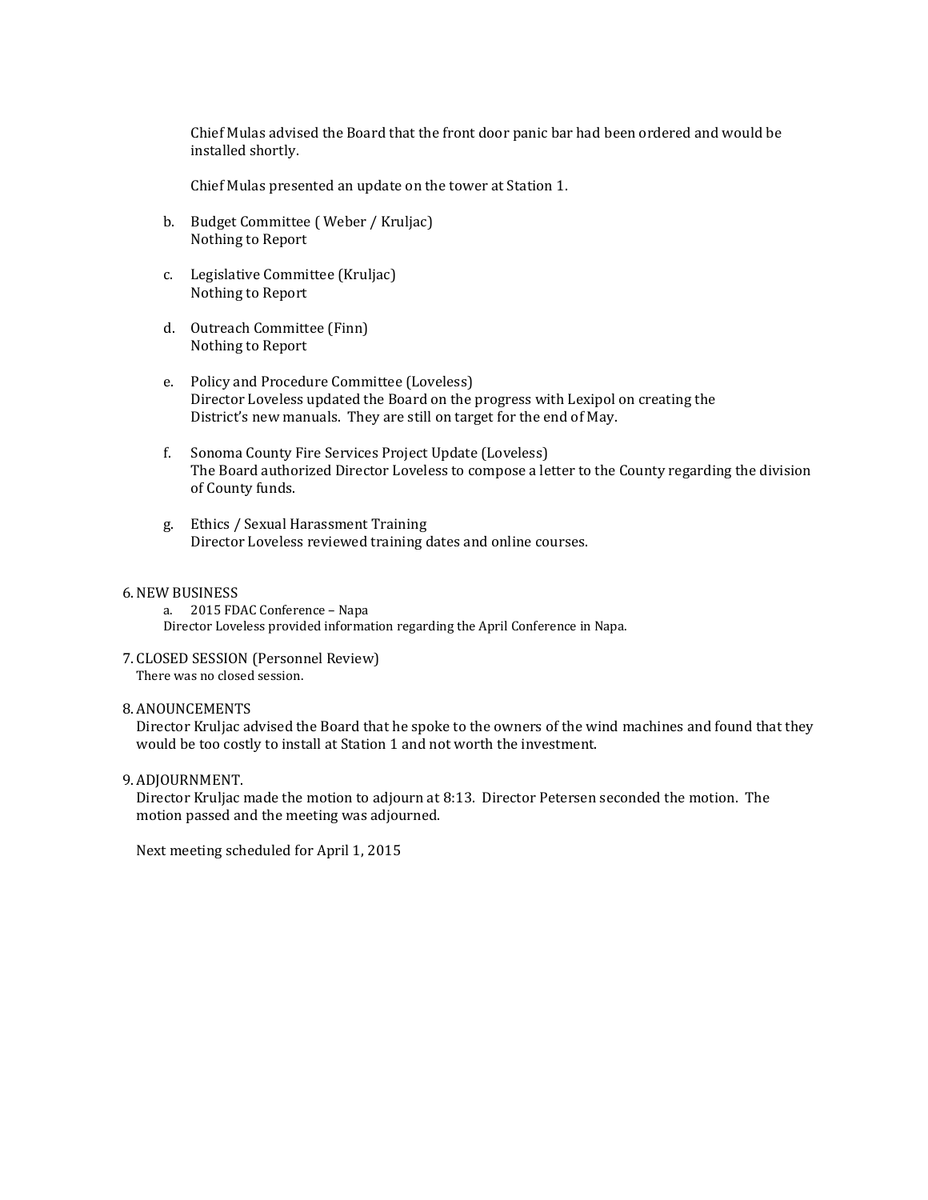Chief Mulas advised the Board that the front door panic bar had been ordered and would be installed shortly.

Chief Mulas presented an update on the tower at Station 1.

b. Budget Committee ( Weber / Kruljac)
Nothing to Report

c. Legislative Committee (Kruljac)
Nothing to Report

d. Outreach Committee (Finn)
Nothing to Report

e. Policy and Procedure Committee (Loveless)
Director Loveless updated the Board on the progress with Lexipol on creating the District's new manuals. They are still on target for the end of May.

f. Sonoma County Fire Services Project Update (Loveless)
The Board authorized Director Loveless to compose a letter to the County regarding the division of County funds.

g. Ethics / Sexual Harassment Training
Director Loveless reviewed training dates and online courses.

6. NEW BUSINESS
   a. 2015 FDAC Conference – Napa
   Director Loveless provided information regarding the April Conference in Napa.

7. CLOSED SESSION (Personnel Review)
   There was no closed session.

8. ANOUNCEMENTS
   Director Kruljac advised the Board that he spoke to the owners of the wind machines and found that they would be too costly to install at Station 1 and not worth the investment.

9. ADJOURNMENT.
   Director Kruljac made the motion to adjourn at 8:13. Director Petersen seconded the motion. The motion passed and the meeting was adjourned.

   Next meeting scheduled for April 1, 2015